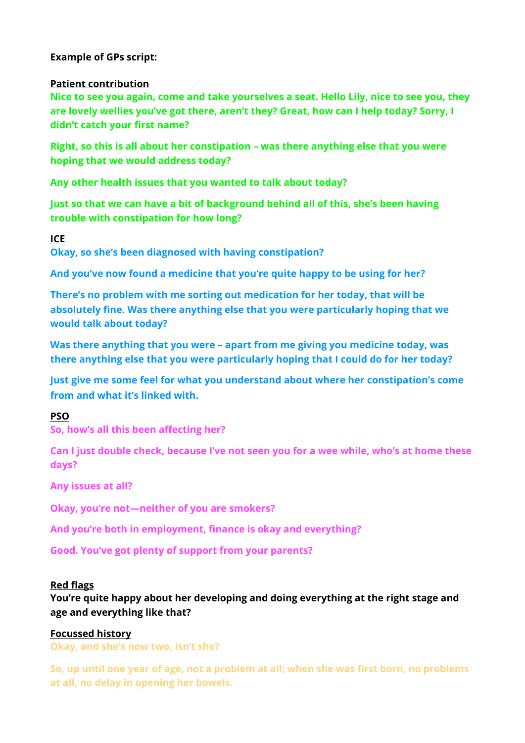**Example of GPs script:**

**Patient contribution**

**Nice to see you again, come and take yourselves a seat. Hello Lily, nice to see you, they are lovely wellies you've got there, aren't they? Great, how can I help today? Sorry, I didn't catch your first name?**

**Right, so this is all about her constipation – was there anything else that you were hoping that we would address today?**

**Any other health issues that you wanted to talk about today?**

**Just so that we can have a bit of background behind all of this, she's been having trouble with constipation for how long?**

**ICE**

**Okay, so she's been diagnosed with having constipation?**

**And you've now found a medicine that you're quite happy to be using for her?**

**There's no problem with me sorting out medication for her today, that will be absolutely fine. Was there anything else that you were particularly hoping that we would talk about today?**

**Was there anything that you were – apart from me giving you medicine today, was there anything else that you were particularly hoping that I could do for her today?**

**Just give me some feel for what you understand about where her constipation's come from and what it's linked with.**

**PSO**

**So, how's all this been affecting her?**

**Can I just double check, because I've not seen you for a wee while, who's at home these days?**

**Any issues at all?**

**Okay, you're not—neither of you are smokers?**

**And you're both in employment, finance is okay and everything?**

**Good. You've got plenty of support from your parents?**

**Red flags**

**You're quite happy about her developing and doing everything at the right stage and age and everything like that?**

**Focussed history**

**Okay, and she's now two, isn't she?**

**So, up until one year of age, not a problem at all; when she was first born, no problems at all, no delay in opening her bowels.**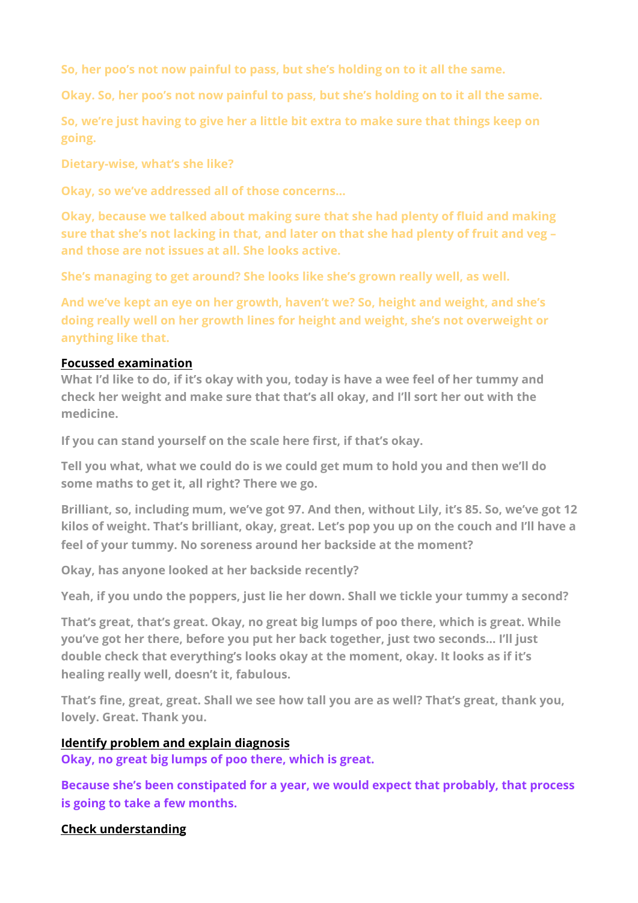So, her poo's not now painful to pass, but she's holding on to it all the same.

Okay. So, her poo's not now painful to pass, but she's holding on to it all the same.

So, we're just having to give her a little bit extra to make sure that things keep on going.

Dietary-wise, what's she like?

Okay, so we've addressed all of those concerns...

Okay, because we talked about making sure that she had plenty of fluid and making sure that she's not lacking in that, and later on that she had plenty of fruit and veg – and those are not issues at all. She looks active.

She's managing to get around? She looks like she's grown really well, as well.

And we've kept an eye on her growth, haven't we? So, height and weight, and she's doing really well on her growth lines for height and weight, she's not overweight or anything like that.

**Focussed examination**

What I'd like to do, if it's okay with you, today is have a wee feel of her tummy and check her weight and make sure that that's all okay, and I'll sort her out with the medicine.

If you can stand yourself on the scale here first, if that's okay.

Tell you what, what we could do is we could get mum to hold you and then we'll do some maths to get it, all right? There we go.

Brilliant, so, including mum, we've got 97. And then, without Lily, it's 85. So, we've got 12 kilos of weight. That's brilliant, okay, great. Let's pop you up on the couch and I'll have a feel of your tummy. No soreness around her backside at the moment?

Okay, has anyone looked at her backside recently?

Yeah, if you undo the poppers, just lie her down. Shall we tickle your tummy a second?

That's great, that's great. Okay, no great big lumps of poo there, which is great. While you've got her there, before you put her back together, just two seconds... I'll just double check that everything's looks okay at the moment, okay. It looks as if it's healing really well, doesn't it, fabulous.

That's fine, great, great. Shall we see how tall you are as well? That's great, thank you, lovely. Great. Thank you.

**Identify problem and explain diagnosis**

Okay, no great big lumps of poo there, which is great.

Because she's been constipated for a year, we would expect that probably, that process is going to take a few months.

**Check understanding**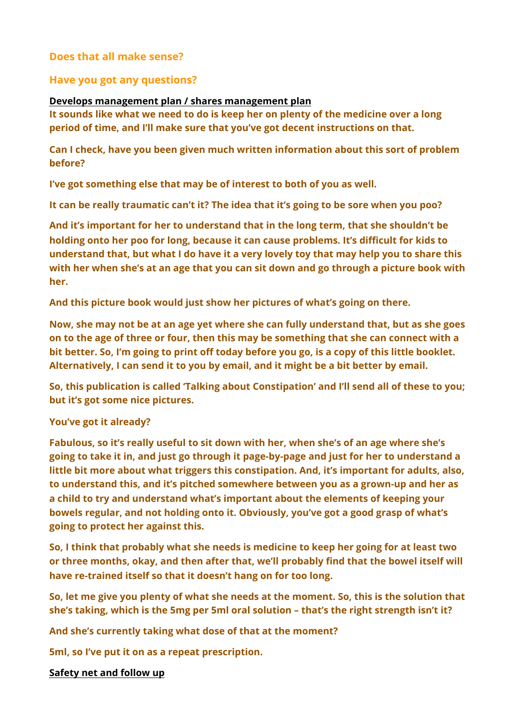**Does that all make sense?**

**Have you got any questions?**

<u>**Develops management plan / shares management plan**</u>

**It sounds like what we need to do is keep her on plenty of the medicine over a long period of time, and I'll make sure that you've got decent instructions on that.**

**Can I check, have you been given much written information about this sort of problem before?**

**I've got something else that may be of interest to both of you as well.**

**It can be really traumatic can't it? The idea that it's going to be sore when you poo?**

**And it's important for her to understand that in the long term, that she shouldn't be holding onto her poo for long, because it can cause problems. It's difficult for kids to understand that, but what I do have it a very lovely toy that may help you to share this with her when she's at an age that you can sit down and go through a picture book with her.**

**And this picture book would just show her pictures of what's going on there.**

**Now, she may not be at an age yet where she can fully understand that, but as she goes on to the age of three or four, then this may be something that she can connect with a bit better. So, I'm going to print off today before you go, is a copy of this little booklet. Alternatively, I can send it to you by email, and it might be a bit better by email.**

**So, this publication is called 'Talking about Constipation' and I'll send all of these to you; but it's got some nice pictures.**

**You've got it already?**

**Fabulous, so it's really useful to sit down with her, when she's of an age where she's going to take it in, and just go through it page-by-page and just for her to understand a little bit more about what triggers this constipation. And, it's important for adults, also, to understand this, and it's pitched somewhere between you as a grown-up and her as a child to try and understand what's important about the elements of keeping your bowels regular, and not holding onto it. Obviously, you've got a good grasp of what's going to protect her against this.**

**So, I think that probably what she needs is medicine to keep her going for at least two or three months, okay, and then after that, we'll probably find that the bowel itself will have re-trained itself so that it doesn't hang on for too long.**

**So, let me give you plenty of what she needs at the moment. So, this is the solution that she's taking, which is the 5mg per 5ml oral solution – that's the right strength isn't it?**

**And she's currently taking what dose of that at the moment?**

**5ml, so I've put it on as a repeat prescription.**

<u>**Safety net and follow up**</u>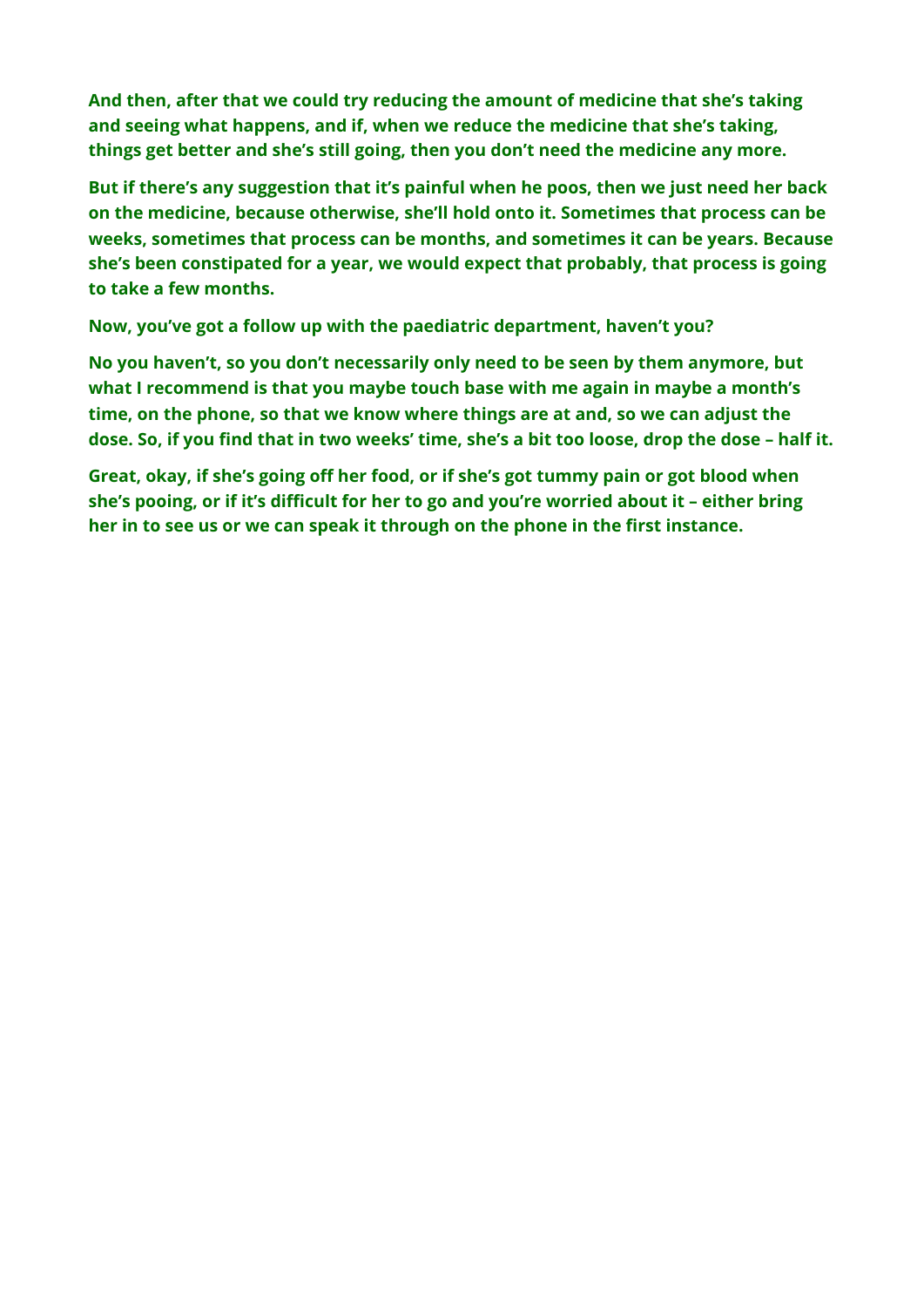**And then, after that we could try reducing the amount of medicine that she's taking and seeing what happens, and if, when we reduce the medicine that she's taking, things get better and she's still going, then you don't need the medicine any more.**

**But if there's any suggestion that it's painful when he poos, then we just need her back on the medicine, because otherwise, she'll hold onto it. Sometimes that process can be weeks, sometimes that process can be months, and sometimes it can be years. Because she's been constipated for a year, we would expect that probably, that process is going to take a few months.**

**Now, you've got a follow up with the paediatric department, haven't you?**

**No you haven't, so you don't necessarily only need to be seen by them anymore, but what I recommend is that you maybe touch base with me again in maybe a month's time, on the phone, so that we know where things are at and, so we can adjust the dose. So, if you find that in two weeks' time, she's a bit too loose, drop the dose – half it.**

**Great, okay, if she's going off her food, or if she's got tummy pain or got blood when she's pooing, or if it's difficult for her to go and you're worried about it – either bring her in to see us or we can speak it through on the phone in the first instance.**